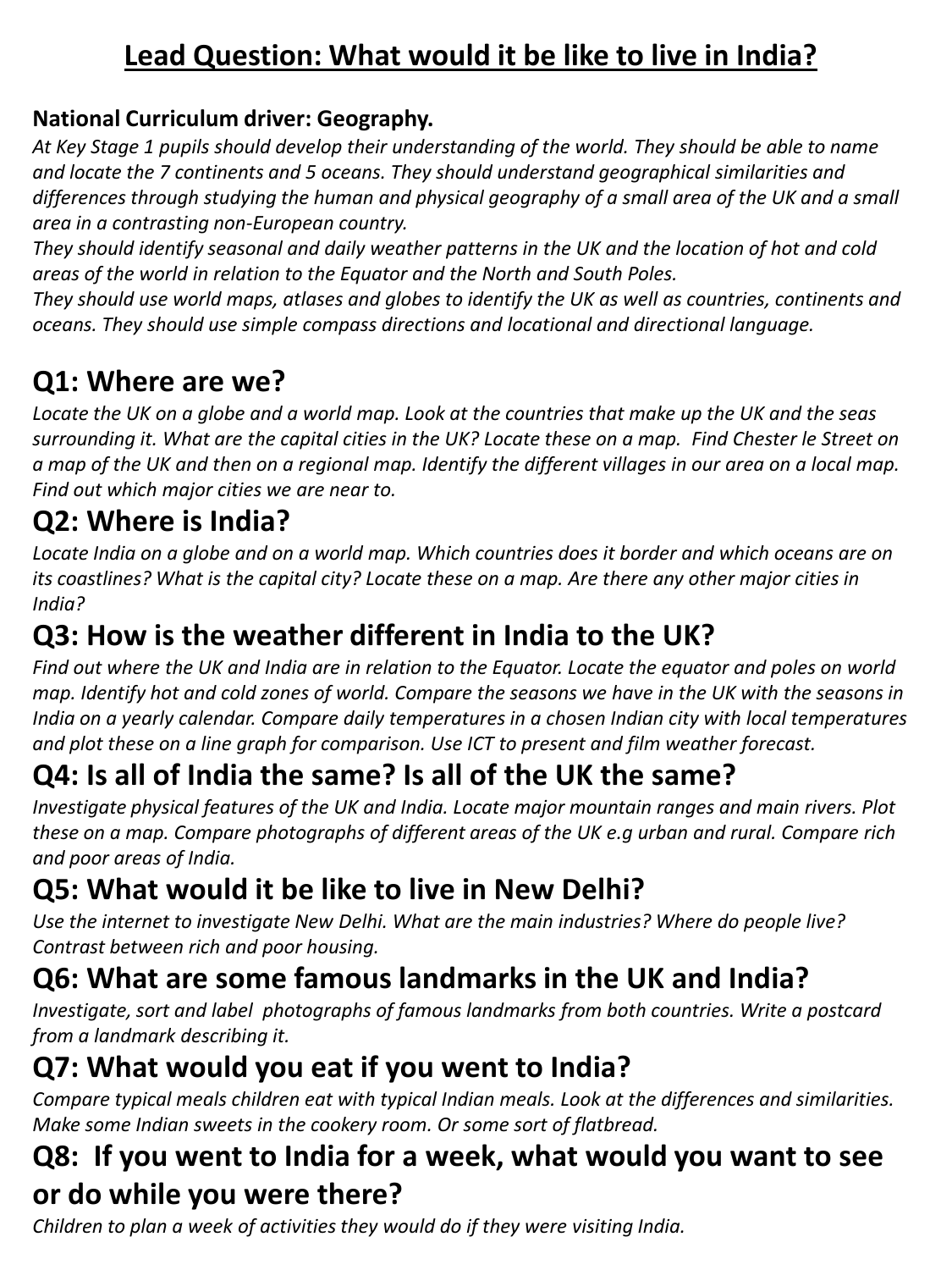# Lead Question: What would it be like to live in India?

**National Curriculum driver: Geography.**

*At Key Stage 1 pupils should develop their understanding of the world. They should be able to name and locate the 7 continents and 5 oceans. They should understand geographical similarities and differences through studying the human and physical geography of a small area of the UK and a small area in a contrasting non-European country.*

*They should identify seasonal and daily weather patterns in the UK and the location of hot and cold areas of the world in relation to the Equator and the North and South Poles.*

*They should use world maps, atlases and globes to identify the UK as well as countries, continents and oceans. They should use simple compass directions and locational and directional language.*

## Q1: Where are we?

*Locate the UK on a globe and a world map. Look at the countries that make up the UK and the seas surrounding it. What are the capital cities in the UK? Locate these on a map. Find Chester le Street on a map of the UK and then on a regional map. Identify the different villages in our area on a local map. Find out which major cities we are near to.*

## Q2: Where is India?

*Locate India on a globe and on a world map. Which countries does it border and which oceans are on its coastlines? What is the capital city? Locate these on a map. Are there any other major cities in India?*

## Q3: How is the weather different in India to the UK?

*Find out where the UK and India are in relation to the Equator. Locate the equator and poles on world map. Identify hot and cold zones of world. Compare the seasons we have in the UK with the seasons in India on a yearly calendar. Compare daily temperatures in a chosen Indian city with local temperatures and plot these on a line graph for comparison. Use ICT to present and film weather forecast.*

## Q4: Is all of India the same? Is all of the UK the same?

*Investigate physical features of the UK and India. Locate major mountain ranges and main rivers. Plot these on a map. Compare photographs of different areas of the UK e.g urban and rural. Compare rich and poor areas of India.*

## Q5: What would it be like to live in New Delhi?

*Use the internet to investigate New Delhi. What are the main industries? Where do people live? Contrast between rich and poor housing.*

## Q6: What are some famous landmarks in the UK and India?

*Investigate, sort and label photographs of famous landmarks from both countries. Write a postcard from a landmark describing it.*

## Q7: What would you eat if you went to India?

*Compare typical meals children eat with typical Indian meals. Look at the differences and similarities. Make some Indian sweets in the cookery room. Or some sort of flatbread.*

## Q8: If you went to India for a week, what would you want to see or do while you were there?

*Children to plan a week of activities they would do if they were visiting India.*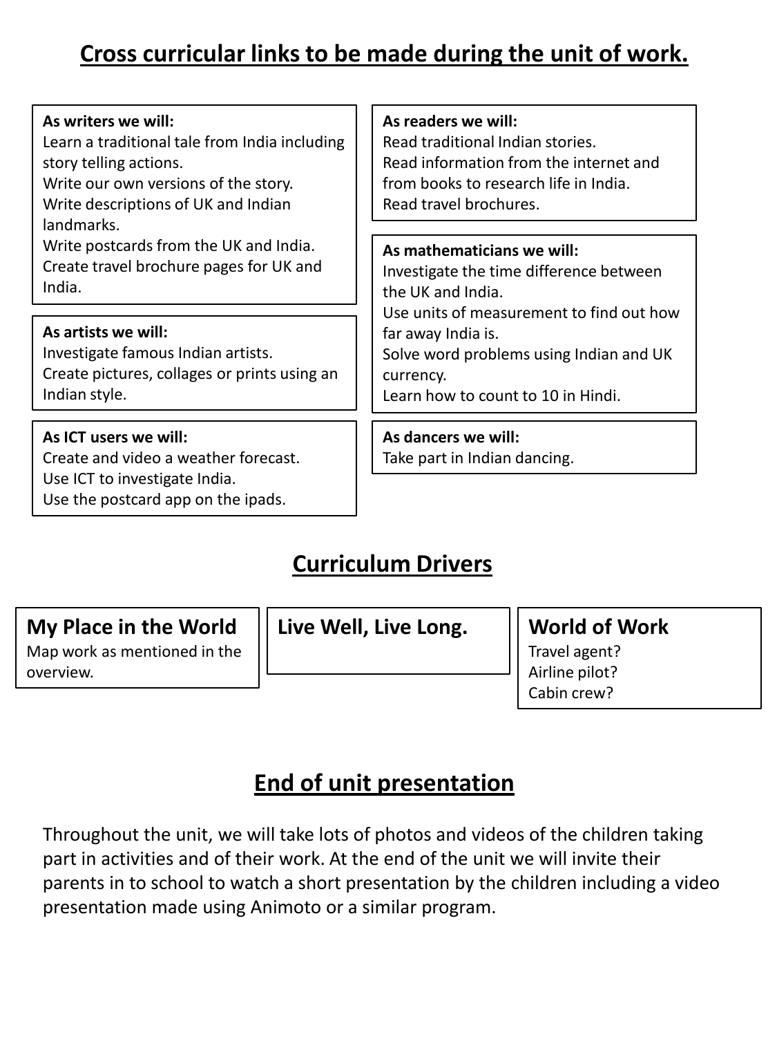# Cross curricular links to be made during the unit of work.

**As writers we will:**

Learn a traditional tale from India including story telling actions.
Write our own versions of the story.
Write descriptions of UK and Indian landmarks.
Write postcards from the UK and India.
Create travel brochure pages for UK and India.

**As artists we will:**

Investigate famous Indian artists.
Create pictures, collages or prints using an Indian style.

**As ICT users we will:**

Create and video a weather forecast.
Use ICT to investigate India.
Use the postcard app on the ipads.

**As readers we will:**

Read traditional Indian stories.
Read information from the internet and from books to research life in India.
Read travel brochures.

**As mathematicians we will:**

Investigate the time difference between the UK and India.
Use units of measurement to find out how far away India is.
Solve word problems using Indian and UK currency.
Learn how to count to 10 in Hindi.

**As dancers we will:**

Take part in Indian dancing.

# Curriculum Drivers

**My Place in the World**

Map work as mentioned in the overview.

**Live Well, Live Long.**

**World of Work**

Travel agent?
Airline pilot?
Cabin crew?

# End of unit presentation

Throughout the unit, we will take lots of photos and videos of the children taking part in activities and of their work. At the end of the unit we will invite their parents in to school to watch a short presentation by the children including a video presentation made using Animoto or a similar program.